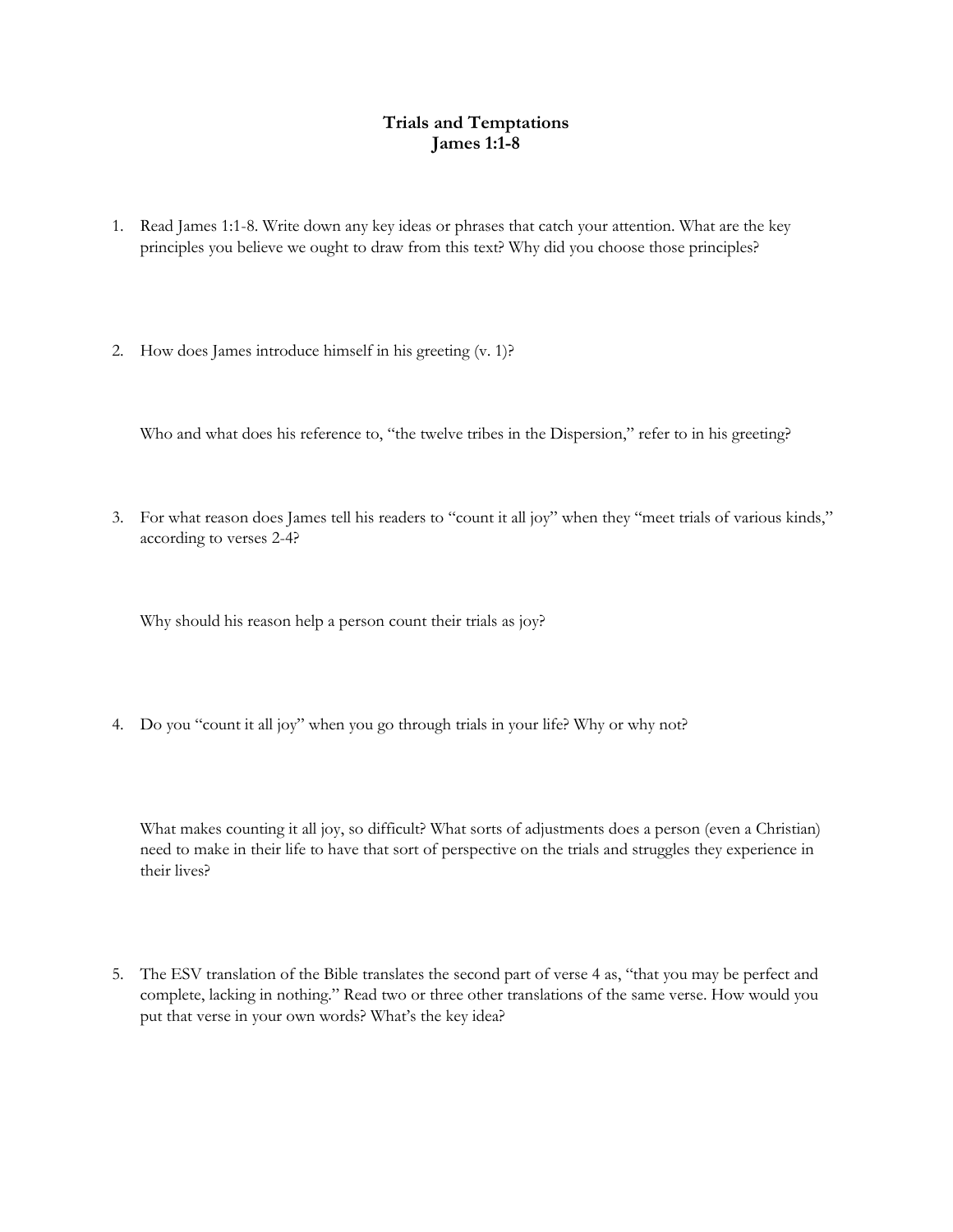# Trials and Temptations
## James 1:1-8

1. Read James 1:1-8. Write down any key ideas or phrases that catch your attention. What are the key principles you believe we ought to draw from this text? Why did you choose those principles?

2. How does James introduce himself in his greeting (v. 1)?

   Who and what does his reference to, "the twelve tribes in the Dispersion," refer to in his greeting?

3. For what reason does James tell his readers to "count it all joy" when they "meet trials of various kinds," according to verses 2-4?

   Why should his reason help a person count their trials as joy?

4. Do you "count it all joy" when you go through trials in your life? Why or why not?

   What makes counting it all joy, so difficult? What sorts of adjustments does a person (even a Christian) need to make in their life to have that sort of perspective on the trials and struggles they experience in their lives?

5. The ESV translation of the Bible translates the second part of verse 4 as, "that you may be perfect and complete, lacking in nothing." Read two or three other translations of the same verse. How would you put that verse in your own words? What's the key idea?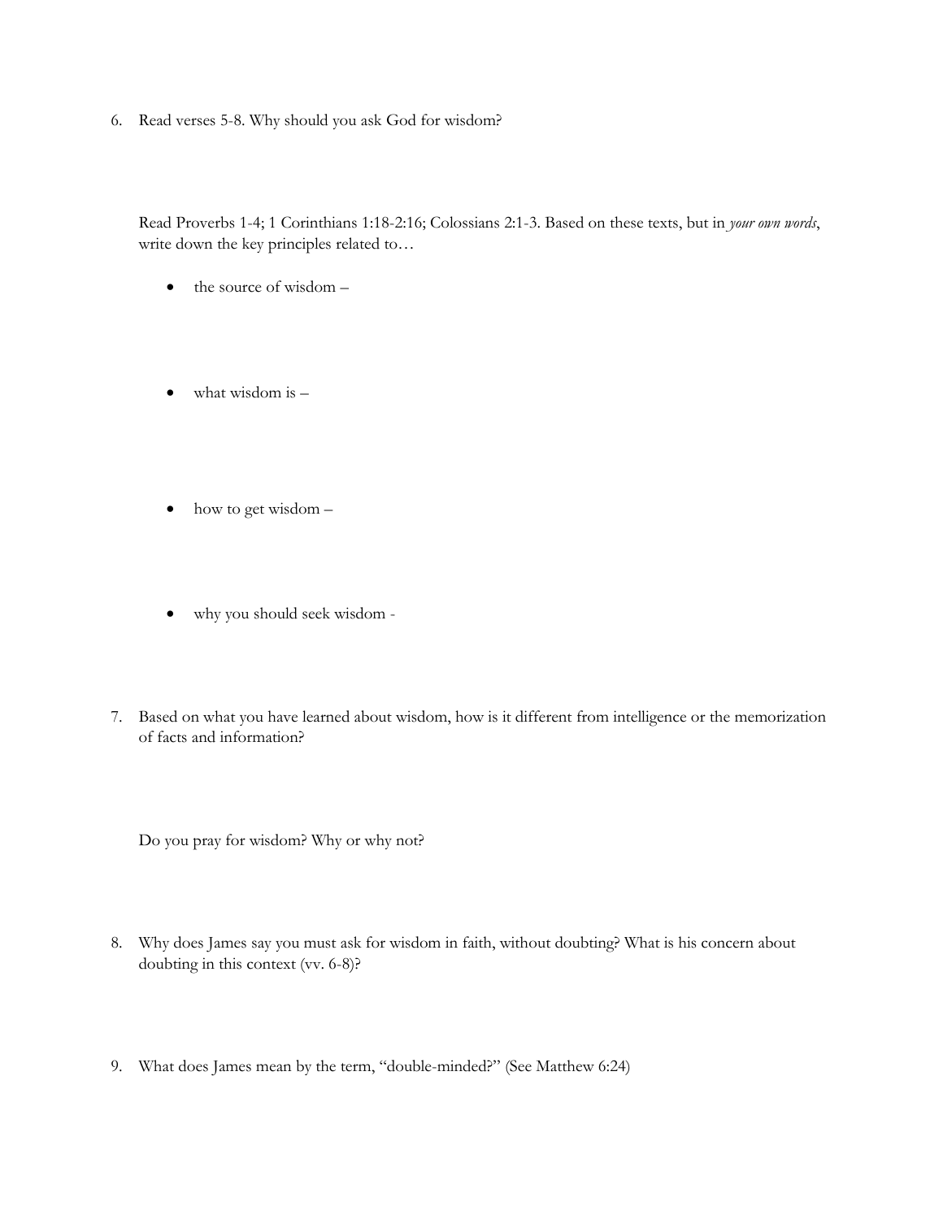6. Read verses 5-8. Why should you ask God for wisdom?

   Read Proverbs 1-4; 1 Corinthians 1:18-2:16; Colossians 2:1-3. Based on these texts, but in *your own words*, write down the key principles related to…

   - the source of wisdom –

   - what wisdom is –

   - how to get wisdom –

   - why you should seek wisdom -

7. Based on what you have learned about wisdom, how is it different from intelligence or the memorization of facts and information?

   Do you pray for wisdom? Why or why not?

8. Why does James say you must ask for wisdom in faith, without doubting? What is his concern about doubting in this context (vv. 6-8)?

9. What does James mean by the term, "double-minded?" (See Matthew 6:24)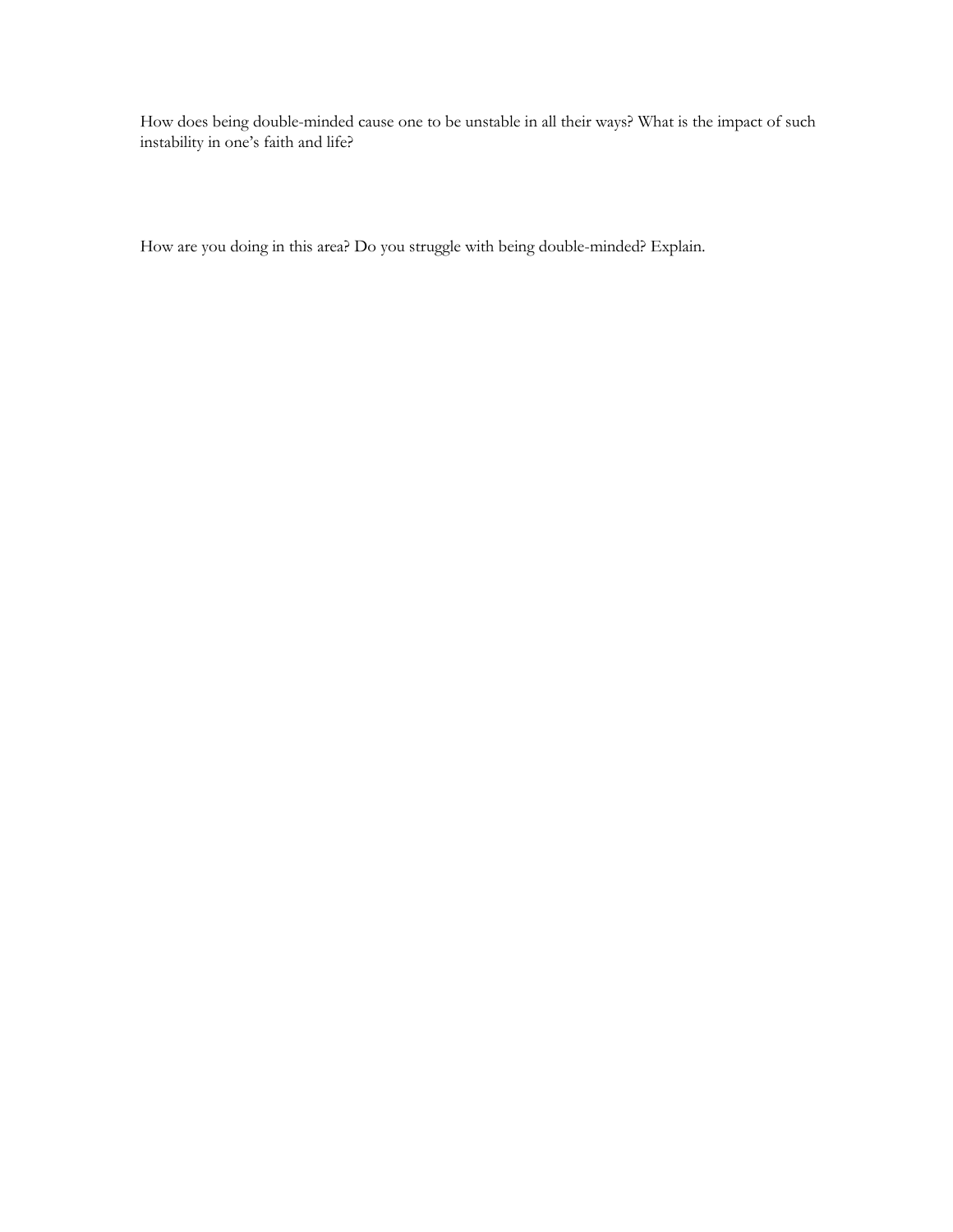How does being double-minded cause one to be unstable in all their ways? What is the impact of such instability in one's faith and life?

How are you doing in this area? Do you struggle with being double-minded? Explain.